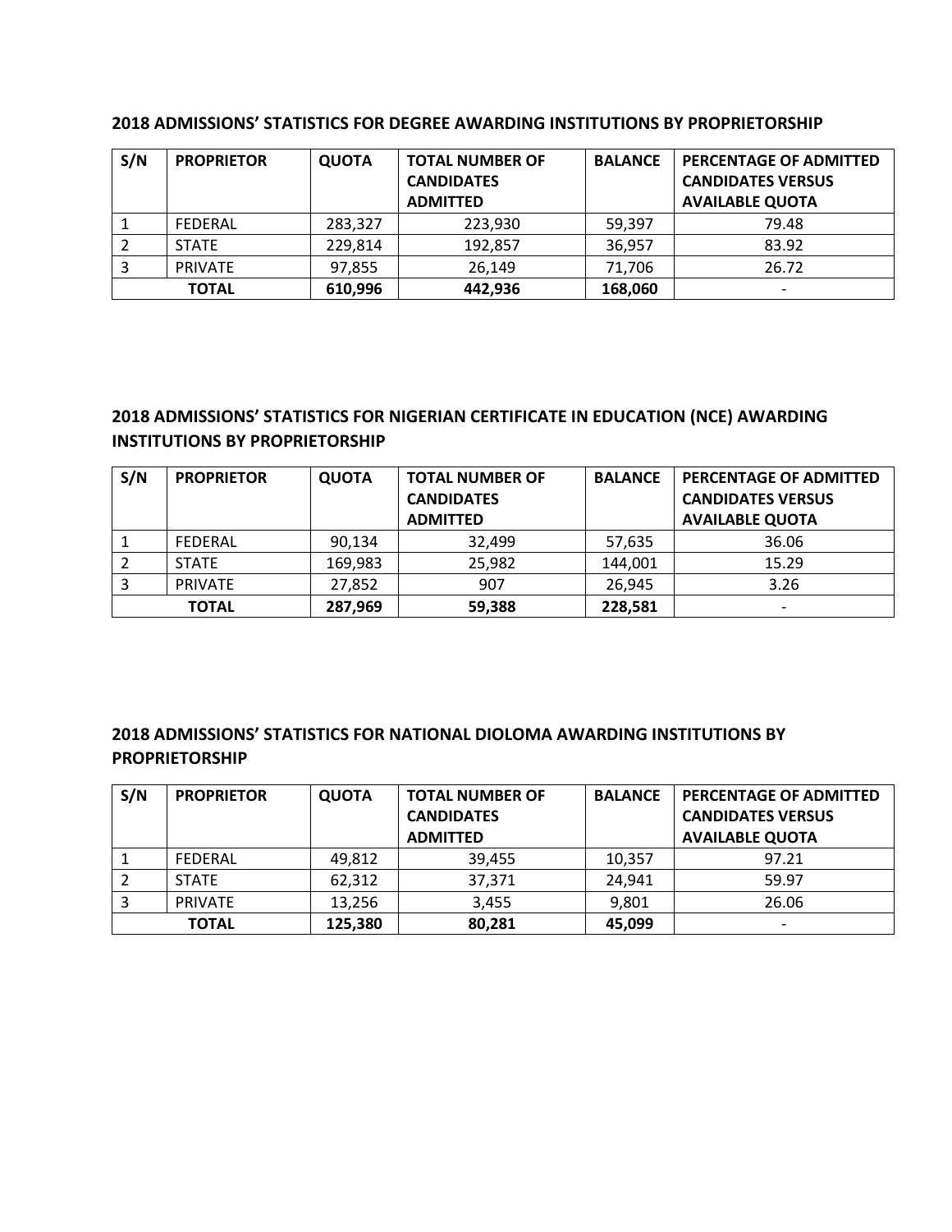## 2018 ADMISSIONS' STATISTICS FOR DEGREE AWARDING INSTITUTIONS BY PROPRIETORSHIP

| S/N | PROPRIETOR | QUOTA | TOTAL NUMBER OF CANDIDATES ADMITTED | BALANCE | PERCENTAGE OF ADMITTED CANDIDATES VERSUS AVAILABLE QUOTA |
|---|---|---|---|---|---|
| 1 | FEDERAL | 283,327 | 223,930 | 59,397 | 79.48 |
| 2 | STATE | 229,814 | 192,857 | 36,957 | 83.92 |
| 3 | PRIVATE | 97,855 | 26,149 | 71,706 | 26.72 |
| **TOTAL** | | **610,996** | **442,936** | **168,060** | - |

## 2018 ADMISSIONS' STATISTICS FOR NIGERIAN CERTIFICATE IN EDUCATION (NCE) AWARDING INSTITUTIONS BY PROPRIETORSHIP

| S/N | PROPRIETOR | QUOTA | TOTAL NUMBER OF CANDIDATES ADMITTED | BALANCE | PERCENTAGE OF ADMITTED CANDIDATES VERSUS AVAILABLE QUOTA |
|---|---|---|---|---|---|
| 1 | FEDERAL | 90,134 | 32,499 | 57,635 | 36.06 |
| 2 | STATE | 169,983 | 25,982 | 144,001 | 15.29 |
| 3 | PRIVATE | 27,852 | 907 | 26,945 | 3.26 |
| **TOTAL** | | **287,969** | **59,388** | **228,581** | - |

## 2018 ADMISSIONS' STATISTICS FOR NATIONAL DIOLOMA AWARDING INSTITUTIONS BY PROPRIETORSHIP

| S/N | PROPRIETOR | QUOTA | TOTAL NUMBER OF CANDIDATES ADMITTED | BALANCE | PERCENTAGE OF ADMITTED CANDIDATES VERSUS AVAILABLE QUOTA |
|---|---|---|---|---|---|
| 1 | FEDERAL | 49,812 | 39,455 | 10,357 | 97.21 |
| 2 | STATE | 62,312 | 37,371 | 24,941 | 59.97 |
| 3 | PRIVATE | 13,256 | 3,455 | 9,801 | 26.06 |
| **TOTAL** | | **125,380** | **80,281** | **45,099** | - |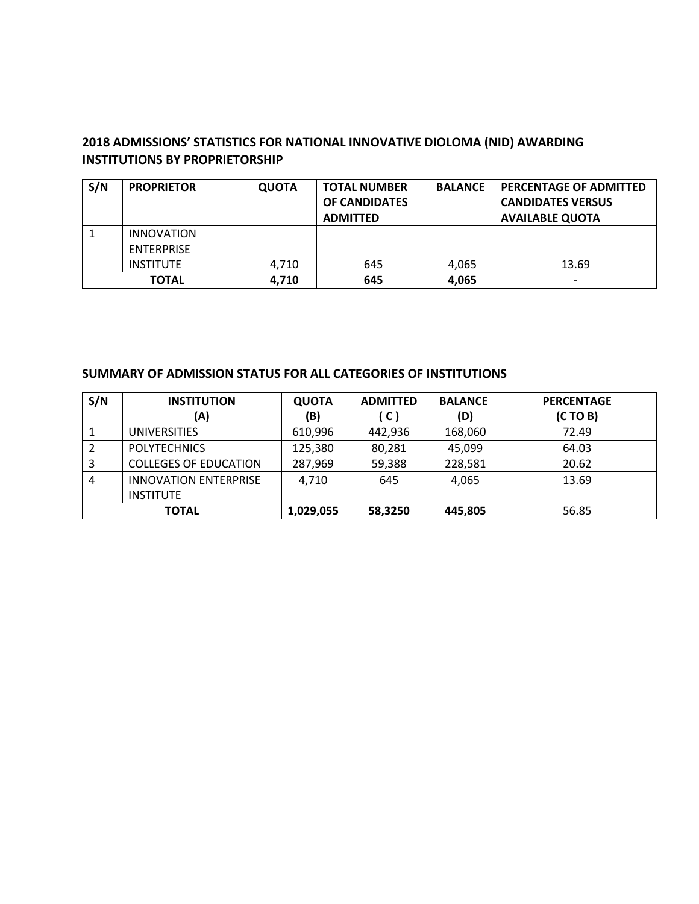## 2018 ADMISSIONS' STATISTICS FOR NATIONAL INNOVATIVE DIOLOMA (NID) AWARDING INSTITUTIONS BY PROPRIETORSHIP

| S/N | PROPRIETOR | QUOTA | TOTAL NUMBER OF CANDIDATES ADMITTED | BALANCE | PERCENTAGE OF ADMITTED CANDIDATES VERSUS AVAILABLE QUOTA |
|---|---|---|---|---|---|
| 1 | INNOVATION ENTERPRISE INSTITUTE | 4,710 | 645 | 4,065 | 13.69 |
| **TOTAL** | | **4,710** | **645** | **4,065** | - |

## SUMMARY OF ADMISSION STATUS FOR ALL CATEGORIES OF INSTITUTIONS

| S/N | INSTITUTION (A) | QUOTA (B) | ADMITTED ( C ) | BALANCE (D) | PERCENTAGE (C TO B) |
|---|---|---|---|---|---|
| 1 | UNIVERSITIES | 610,996 | 442,936 | 168,060 | 72.49 |
| 2 | POLYTECHNICS | 125,380 | 80,281 | 45,099 | 64.03 |
| 3 | COLLEGES OF EDUCATION | 287,969 | 59,388 | 228,581 | 20.62 |
| 4 | INNOVATION ENTERPRISE INSTITUTE | 4,710 | 645 | 4,065 | 13.69 |
| **TOTAL** | | **1,029,055** | **58,3250** | **445,805** | 56.85 |